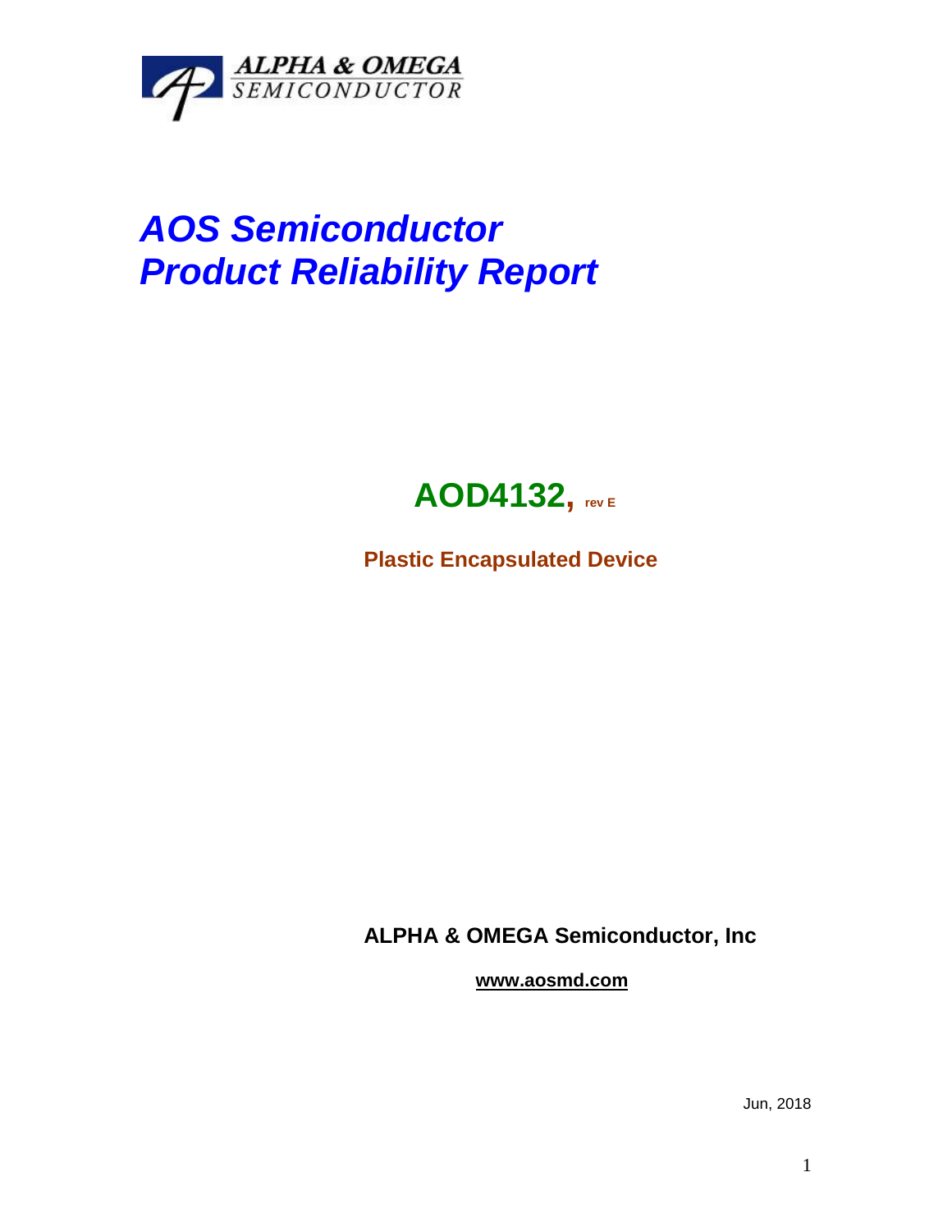ALPHA & OMEGA
SEMICONDUCTOR

# *AOS Semiconductor*
# *Product Reliability Report*

## AOD4132, rev E

**Plastic Encapsulated Device**

**ALPHA & OMEGA Semiconductor, Inc**

**www.aosmd.com**

Jun, 2018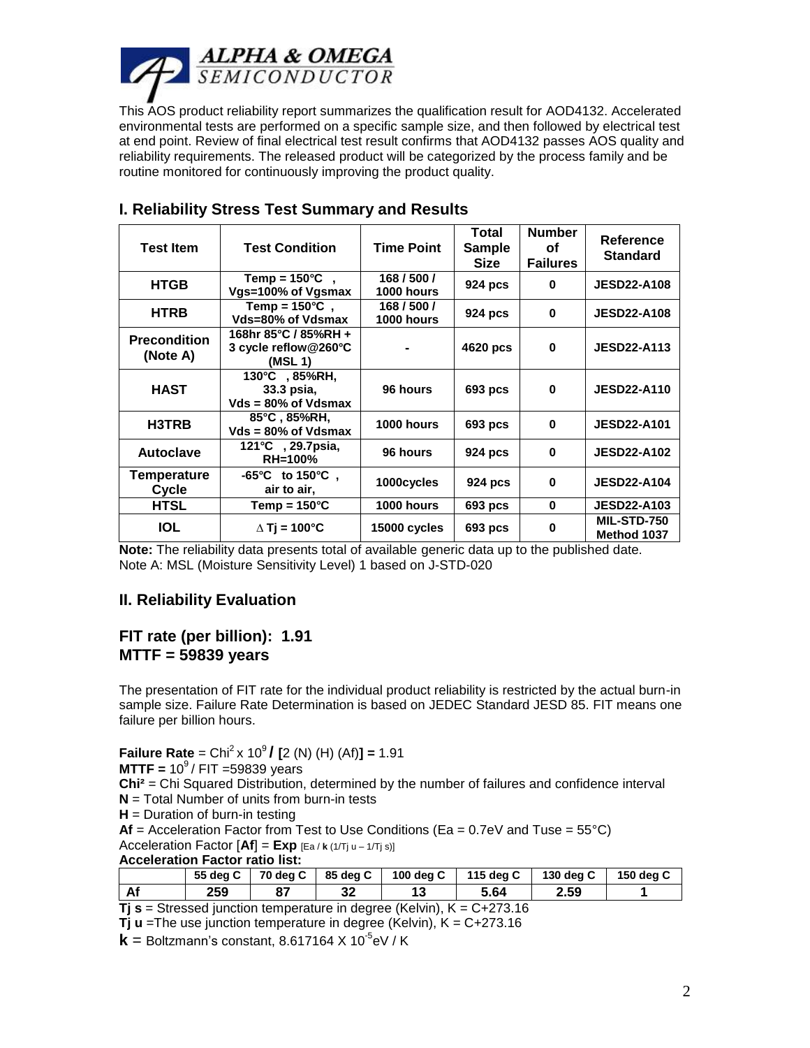This AOS product reliability report summarizes the qualification result for AOD4132. Accelerated environmental tests are performed on a specific sample size, and then followed by electrical test at end point. Review of final electrical test result confirms that AOD4132 passes AOS quality and reliability requirements. The released product will be categorized by the process family and be routine monitored for continuously improving the product quality.

## I. Reliability Stress Test Summary and Results

| Test Item | Test Condition | Time Point | Total Sample Size | Number of Failures | Reference Standard |
|---|---|---|---|---|---|
| HTGB | Temp = 150°C , Vgs=100% of Vgsmax | 168 / 500 / 1000 hours | 924 pcs | 0 | JESD22-A108 |
| HTRB | Temp = 150°C , Vds=80% of Vdsmax | 168 / 500 / 1000 hours | 924 pcs | 0 | JESD22-A108 |
| Precondition (Note A) | 168hr 85°C / 85%RH + 3 cycle reflow@260°C (MSL 1) | - | 4620 pcs | 0 | JESD22-A113 |
| HAST | 130°C , 85%RH, 33.3 psia, Vds = 80% of Vdsmax | 96 hours | 693 pcs | 0 | JESD22-A110 |
| H3TRB | 85°C , 85%RH, Vds = 80% of Vdsmax | 1000 hours | 693 pcs | 0 | JESD22-A101 |
| Autoclave | 121°C , 29.7psia, RH=100% | 96 hours | 924 pcs | 0 | JESD22-A102 |
| Temperature Cycle | -65°C to 150°C , air to air, | 1000cycles | 924 pcs | 0 | JESD22-A104 |
| HTSL | Temp = 150°C | 1000 hours | 693 pcs | 0 | JESD22-A103 |
| IOL | $\Delta$ Tj = 100°C | 15000 cycles | 693 pcs | 0 | MIL-STD-750 Method 1037 |

**Note:** The reliability data presents total of available generic data up to the published date.
Note A: MSL (Moisture Sensitivity Level) 1 based on J-STD-020

## II. Reliability Evaluation

### FIT rate (per billion): 1.91
### MTTF = 59839 years

The presentation of FIT rate for the individual product reliability is restricted by the actual burn-in sample size. Failure Rate Determination is based on JEDEC Standard JESD 85. FIT means one failure per billion hours.

**Failure Rate** = $\text{Chi}^2 \times 10^9$ **/ [**2 (N) (H) (Af)**] =** 1.91

**MTTF =** $10^9$ / FIT =59839 years

**Chi²** = Chi Squared Distribution, determined by the number of failures and confidence interval

**N** = Total Number of units from burn-in tests

**H** = Duration of burn-in testing

**Af** = Acceleration Factor from Test to Use Conditions (Ea = 0.7eV and Tuse = 55°C)

Acceleration Factor [**Af**] = **Exp** [Ea / **k** (1/Tj u – 1/Tj s)]

**Acceleration Factor ratio list:**

| | 55 deg C | 70 deg C | 85 deg C | 100 deg C | 115 deg C | 130 deg C | 150 deg C |
|---|---|---|---|---|---|---|---|
| Af | 259 | 87 | 32 | 13 | 5.64 | 2.59 | 1 |

**Tj s** = Stressed junction temperature in degree (Kelvin), K = C+273.16

**Tj u** =The use junction temperature in degree (Kelvin), K = C+273.16

**k** = Boltzmann's constant, $8.617164 \times 10^{-5}$ eV / K